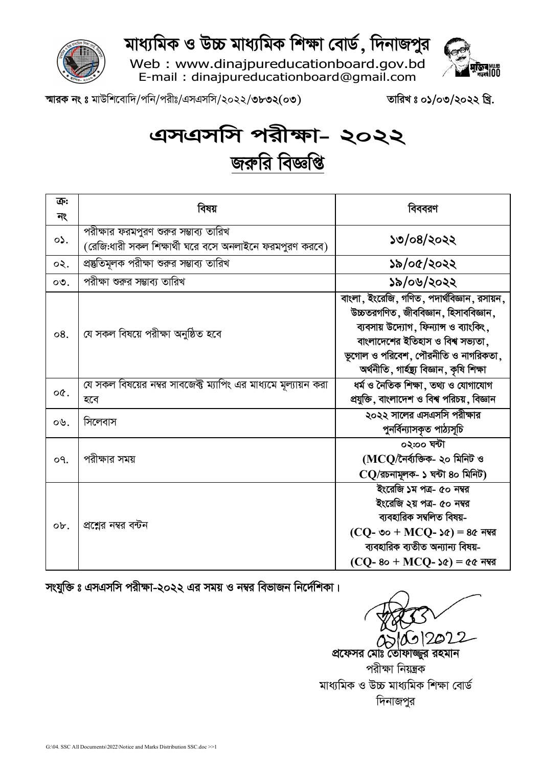# মাধ্যমিক ও উচ্চ মাধ্যমিক শিক্ষা বোর্ড, দিনাজপুর

Web : www.dinajpureducationboard.gov.bd
E-mail : dinajpureducationboard@gmail.com

**স্মারক নং ঃ** মাউশিবোদি/পনি/পরীঃ/এসএসসি/২০২২/৩৮৩২(০৩) **তারিখ ঃ ০১/০৩/২০২২ খ্রি.**

# এসএসসি পরীক্ষা- ২০২২

## জরুরি বিজ্ঞপ্তি

| ক্রঃ নং | বিষয় | বিবরণ |
|---|---|---|
| ০১. | পরীক্ষার ফরমপুরণ শুরুর সম্ভাব্য তারিখ (রেজিঃধারী সকল শিক্ষার্থী ঘরে বসে অনলাইনে ফরমপুরণ করবে) | **১৩/০৪/২০২২** |
| ০২. | প্রস্তুতিমূলক পরীক্ষা শুরুর সম্ভাব্য তারিখ | **১৯/০৫/২০২২** |
| ০৩. | পরীক্ষা শুরুর সম্ভাব্য তারিখ | **১৯/০৬/২০২২** |
| ০৪. | যে সকল বিষয়ে পরীক্ষা অনুষ্ঠিত হবে | **বাংলা, ইংরেজি, গণিত, পদার্থবিজ্ঞান, রসায়ন, উচ্চতরগণিত, জীববিজ্ঞান, হিসাববিজ্ঞান, ব্যবসায় উদ্যোগ, ফিন্যান্স ও ব্যাংকিং, বাংলাদেশের ইতিহাস ও বিশ্ব সভ্যতা, ভূগোল ও পরিবেশ, পৌরনীতি ও নাগরিকতা, অর্থনীতি, গার্হস্থ্য বিজ্ঞান, কৃষি শিক্ষা** |
| ০৫. | যে সকল বিষয়ের নম্বর সাবজেক্ট ম্যাপিং এর মাধ্যমে মূল্যায়ন করা হবে | **ধর্ম ও নৈতিক শিক্ষা, তথ্য ও যোগাযোগ প্রযুক্তি, বাংলাদেশ ও বিশ্ব পরিচয়, বিজ্ঞান** |
| ০৬. | সিলেবাস | **২০২২ সালের এসএসসি পরীক্ষার পুনর্বিন্যাসকৃত পাঠ্যসূচি** |
| ০৭. | পরীক্ষার সময় | **০২:০০ ঘন্টা (MCQ/নৈর্ব্যক্তিক- ২০ মিনিট ও CQ/রচনামূলক- ১ ঘন্টা ৪০ মিনিট)** |
| ০৮. | প্রশ্নের নম্বর বন্টন | **ইংরেজি ১ম পত্র- ৫০ নম্বর<br>ইংরেজি ২য় পত্র- ৫০ নম্বর<br>ব্যবহারিক সম্বলিত বিষয়-<br>(CQ- ৩০ + MCQ- ১৫) = ৪৫ নম্বর<br>ব্যবহারিক ব্যতীত অন্যান্য বিষয়-<br>(CQ- ৪০ + MCQ- ১৫) = ৫৫ নম্বর** |

**সংযুক্তি ঃ এসএসসি পরীক্ষা-২০২২ এর সময় ও নম্বর বিভাজন নির্দেশিকা।**

০১/০৩/২০২২

**প্রফেসর মোঃ তোফাজ্জুর রহমান**
পরীক্ষা নিয়ন্ত্রক
মাধ্যমিক ও উচ্চ মাধ্যমিক শিক্ষা বোর্ড
দিনাজপুর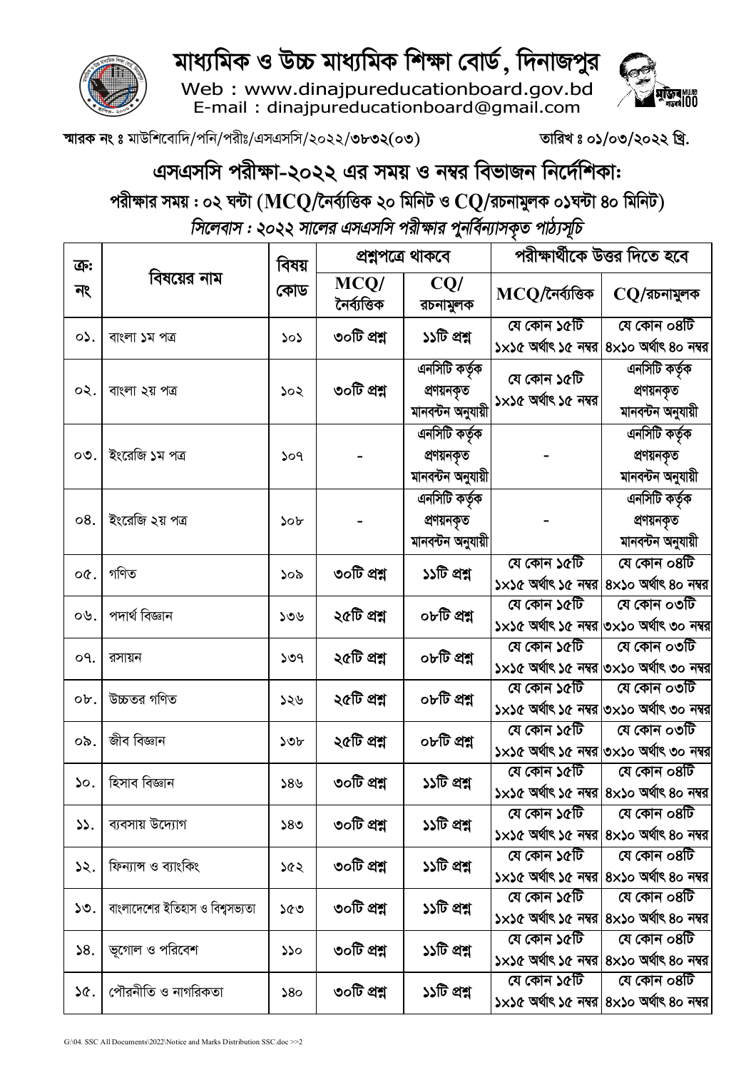# মাধ্যমিক ও উচ্চ মাধ্যমিক শিক্ষা বোর্ড, দিনাজপুর

Web : www.dinajpureducationboard.gov.bd
E-mail : dinajpureducationboard@gmail.com

স্মারক নং ঃ মাউশিবোদি/পনি/পরীঃ/এসএসসি/২০২২/৩৮৩২(০৩)

তারিখ ঃ ০১/০৩/২০২২ খ্রি.

## এসএসসি পরীক্ষা-২০২২ এর সময় ও নম্বর বিভাজন নির্দেশিকা:

**পরীক্ষার সময় : ০২ ঘন্টা (MCQ/নৈর্ব্যক্তিক ২০ মিনিট ও CQ/রচনামুলক ০১ঘন্টা ৪০ মিনিট)**

*সিলেবাস : ২০২২ সালের এসএসসি পরীক্ষার পুনর্বিন্যাসকৃত পাঠ্যসূচি*

| ক্র: নং | বিষয়ের নাম | বিষয় কোড | প্রশ্নপত্রে থাকবে | | পরীক্ষার্থীকে উত্তর দিতে হবে | |
|---|---|---|---|---|---|---|
| | | | MCQ/ নৈর্ব্যক্তিক | CQ/ রচনামুলক | MCQ/নৈর্ব্যক্তিক | CQ/রচনামুলক |
| ০১. | বাংলা ১ম পত্র | ১০১ | ৩০টি প্রশ্ন | ১১টি প্রশ্ন | যে কোন ১৫টি ১×১৫ অর্থাৎ ১৫ নম্বর | যে কোন ০৪টি ৪×১০ অর্থাৎ ৪০ নম্বর |
| ০২. | বাংলা ২য় পত্র | ১০২ | ৩০টি প্রশ্ন | এনসিটি কর্তৃক প্রণয়নকৃত মানবন্টন অনুযায়ী | যে কোন ১৫টি ১×১৫ অর্থাৎ ১৫ নম্বর | এনসিটি কর্তৃক প্রণয়নকৃত মানবন্টন অনুযায়ী |
| ০৩. | ইংরেজি ১ম পত্র | ১০৭ | - | এনসিটি কর্তৃক প্রণয়নকৃত মানবন্টন অনুযায়ী | - | এনসিটি কর্তৃক প্রণয়নকৃত মানবন্টন অনুযায়ী |
| ০৪. | ইংরেজি ২য় পত্র | ১০৮ | - | এনসিটি কর্তৃক প্রণয়নকৃত মানবন্টন অনুযায়ী | - | এনসিটি কর্তৃক প্রণয়নকৃত মানবন্টন অনুযায়ী |
| ০৫. | গণিত | ১০৯ | ৩০টি প্রশ্ন | ১১টি প্রশ্ন | যে কোন ১৫টি ১×১৫ অর্থাৎ ১৫ নম্বর | যে কোন ০৪টি ৪×১০ অর্থাৎ ৪০ নম্বর |
| ০৬. | পদার্থ বিজ্ঞান | ১৩৬ | ২৫টি প্রশ্ন | ০৮টি প্রশ্ন | যে কোন ১৫টি ১×১৫ অর্থাৎ ১৫ নম্বর | যে কোন ০৩টি ৩×১০ অর্থাৎ ৩০ নম্বর |
| ০৭. | রসায়ন | ১৩৭ | ২৫টি প্রশ্ন | ০৮টি প্রশ্ন | যে কোন ১৫টি ১×১৫ অর্থাৎ ১৫ নম্বর | যে কোন ০৩টি ৩×১০ অর্থাৎ ৩০ নম্বর |
| ০৮. | উচ্চতর গণিত | ১২৬ | ২৫টি প্রশ্ন | ০৮টি প্রশ্ন | যে কোন ১৫টি ১×১৫ অর্থাৎ ১৫ নম্বর | যে কোন ০৩টি ৩×১০ অর্থাৎ ৩০ নম্বর |
| ০৯. | জীব বিজ্ঞান | ১৩৮ | ২৫টি প্রশ্ন | ০৮টি প্রশ্ন | যে কোন ১৫টি ১×১৫ অর্থাৎ ১৫ নম্বর | যে কোন ০৩টি ৩×১০ অর্থাৎ ৩০ নম্বর |
| ১০. | হিসাব বিজ্ঞান | ১৪৬ | ৩০টি প্রশ্ন | ১১টি প্রশ্ন | যে কোন ১৫টি ১×১৫ অর্থাৎ ১৫ নম্বর | যে কোন ০৪টি ৪×১০ অর্থাৎ ৪০ নম্বর |
| ১১. | ব্যবসায় উদ্যোগ | ১৪৩ | ৩০টি প্রশ্ন | ১১টি প্রশ্ন | যে কোন ১৫টি ১×১৫ অর্থাৎ ১৫ নম্বর | যে কোন ০৪টি ৪×১০ অর্থাৎ ৪০ নম্বর |
| ১২. | ফিন্যান্স ও ব্যাংকিং | ১৫২ | ৩০টি প্রশ্ন | ১১টি প্রশ্ন | যে কোন ১৫টি ১×১৫ অর্থাৎ ১৫ নম্বর | যে কোন ০৪টি ৪×১০ অর্থাৎ ৪০ নম্বর |
| ১৩. | বাংলাদেশের ইতিহাস ও বিশ্বসভ্যতা | ১৫৩ | ৩০টি প্রশ্ন | ১১টি প্রশ্ন | যে কোন ১৫টি ১×১৫ অর্থাৎ ১৫ নম্বর | যে কোন ০৪টি ৪×১০ অর্থাৎ ৪০ নম্বর |
| ১৪. | ভূগোল ও পরিবেশ | ১১০ | ৩০টি প্রশ্ন | ১১টি প্রশ্ন | যে কোন ১৫টি ১×১৫ অর্থাৎ ১৫ নম্বর | যে কোন ০৪টি ৪×১০ অর্থাৎ ৪০ নম্বর |
| ১৫. | পৌরনীতি ও নাগরিকতা | ১৪০ | ৩০টি প্রশ্ন | ১১টি প্রশ্ন | যে কোন ১৫টি ১×১৫ অর্থাৎ ১৫ নম্বর | যে কোন ০৪টি ৪×১০ অর্থাৎ ৪০ নম্বর |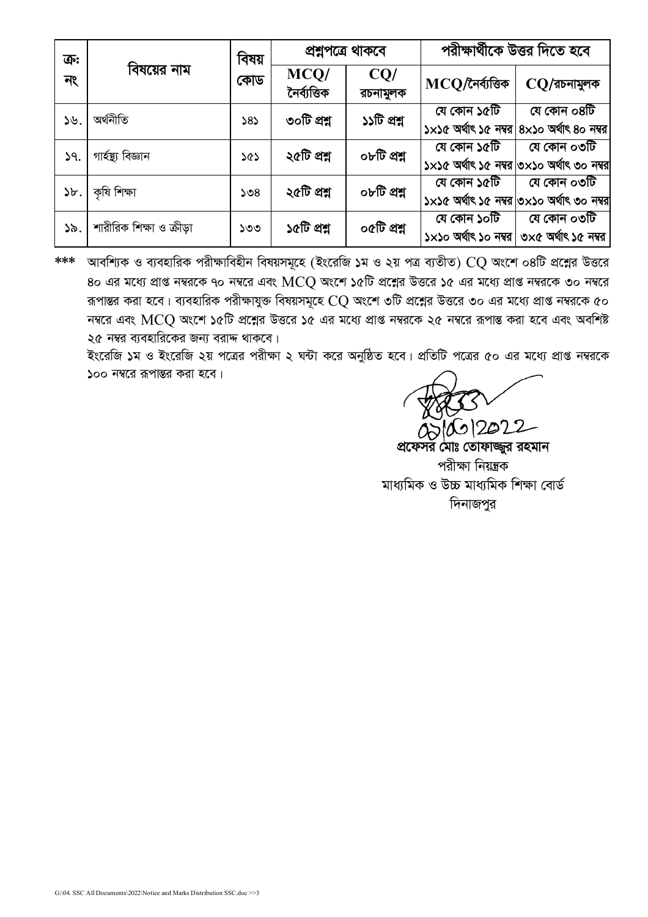| ক্র: নং | বিষয়ের নাম | বিষয় কোড | প্রশ্নপত্রে থাকবে | | পরীক্ষার্থীকে উত্তর দিতে হবে | |
|---|---|---|---|---|---|---|
| | | | MCQ/ নৈর্ব্যত্তিক | CQ/ রচনামুলক | MCQ/নৈর্ব্যত্তিক | CQ/রচনামুলক |
| ১৬. | অর্থনীতি | ১৪১ | ৩০টি প্রশ্ন | ১১টি প্রশ্ন | যে কোন ১৫টি ১×১৫ অর্থাৎ ১৫ নম্বর | যে কোন ০৪টি ৪×১০ অর্থাৎ ৪০ নম্বর |
| ১৭. | গার্হস্থ্য বিজ্ঞান | ১৫১ | ২৫টি প্রশ্ন | ০৮টি প্রশ্ন | যে কোন ১৫টি ১×১৫ অর্থাৎ ১৫ নম্বর | যে কোন ০৩টি ৩×১০ অর্থাৎ ৩০ নম্বর |
| ১৮. | কৃষি শিক্ষা | ১৩৪ | ২৫টি প্রশ্ন | ০৮টি প্রশ্ন | যে কোন ১৫টি ১×১৫ অর্থাৎ ১৫ নম্বর | যে কোন ০৩টি ৩×১০ অর্থাৎ ৩০ নম্বর |
| ১৯. | শারীরিক শিক্ষা ও ক্রীড়া | ১৩৩ | ১৫টি প্রশ্ন | ০৫টি প্রশ্ন | যে কোন ১০টি ১×১০ অর্থাৎ ১০ নম্বর | যে কোন ০৩টি ৩×৫ অর্থাৎ ১৫ নম্বর |

*** আবশ্যিক ও ব্যবহারিক পরীক্ষাবিহীন বিষয়সমূহে (ইংরেজি ১ম ও ২য় পত্র ব্যতীত) CQ অংশে ০৪টি প্রশ্নের উত্তরে ৪০ এর মধ্যে প্রাপ্ত নম্বরকে ৭০ নম্বরে এবং MCQ অংশে ১৫টি প্রশ্নের উত্তরে ১৫ এর মধ্যে প্রাপ্ত নম্বরকে ৩০ নম্বরে রূপান্তর করা হবে। ব্যবহারিক পরীক্ষাযুক্ত বিষয়সমূহে CQ অংশে ৩টি প্রশ্নের উত্তরে ৩০ এর মধ্যে প্রাপ্ত নম্বরকে ৫০ নম্বরে এবং MCQ অংশে ১৫টি প্রশ্নের উত্তরে ১৫ এর মধ্যে প্রাপ্ত নম্বরকে ২৫ নম্বরে রূপান্ত করা হবে এবং অবশিষ্ট ২৫ নম্বর ব্যবহারিকের জন্য বরাদ্দ থাকবে।

ইংরেজি ১ম ও ইংরেজি ২য় পত্রের পরীক্ষা ২ ঘন্টা করে অনুষ্ঠিত হবে। প্রতিটি পত্রের ৫০ এর মধ্যে প্রাপ্ত নম্বরকে ১০০ নম্বরে রূপান্তর করা হবে।

০১/০৩/2022

**প্রফেসর মোঃ তোফাজ্জুর রহমান**
পরীক্ষা নিয়ন্ত্রক
মাধ্যমিক ও উচ্চ মাধ্যমিক শিক্ষা বোর্ড
দিনাজপুর